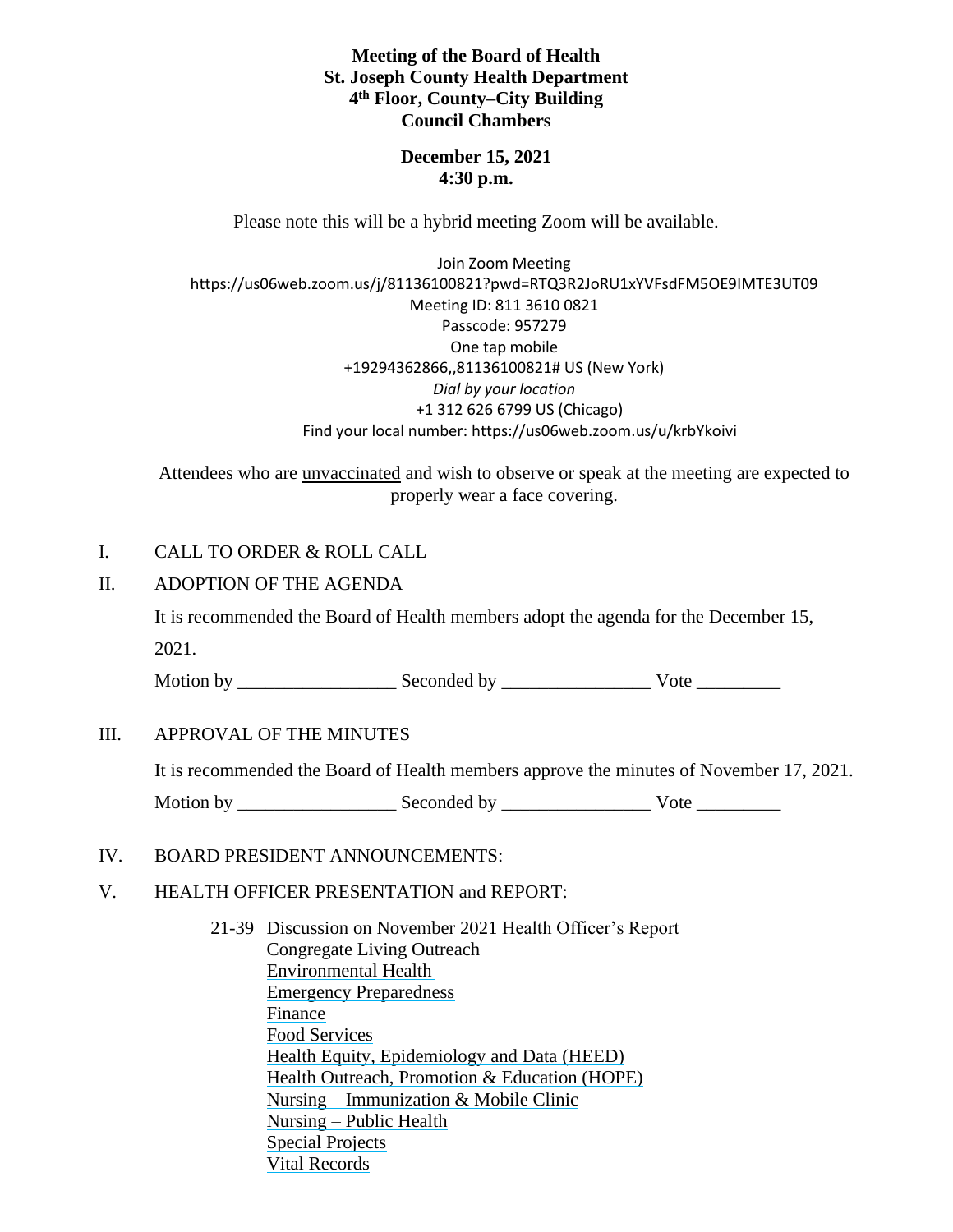**Meeting of the Board of Health**
**St. Joseph County Health Department**
**4th Floor, County–City Building**
**Council Chambers**

**December 15, 2021**
**4:30 p.m.**

Please note this will be a hybrid meeting Zoom will be available.

Join Zoom Meeting
https://us06web.zoom.us/j/81136100821?pwd=RTQ3R2JoRU1xYVFsdFM5OE9IMTE3UT09
Meeting ID: 811 3610 0821
Passcode: 957279
One tap mobile
+19294362866,,81136100821# US (New York)
*Dial by your location*
+1 312 626 6799 US (Chicago)
Find your local number: https://us06web.zoom.us/u/krbYkoivi

Attendees who are unvaccinated and wish to observe or speak at the meeting are expected to properly wear a face covering.

I. CALL TO ORDER & ROLL CALL

II. ADOPTION OF THE AGENDA

It is recommended the Board of Health members adopt the agenda for the December 15, 2021.

Motion by _________________ Seconded by ________________ Vote _________

III. APPROVAL OF THE MINUTES

It is recommended the Board of Health members approve the minutes of November 17, 2021.

Motion by _________________ Seconded by ________________ Vote _________

IV. BOARD PRESIDENT ANNOUNCEMENTS:

V. HEALTH OFFICER PRESENTATION and REPORT:

21-39 Discussion on November 2021 Health Officer's Report
- Congregate Living Outreach
- Environmental Health
- Emergency Preparedness
- Finance
- Food Services
- Health Equity, Epidemiology and Data (HEED)
- Health Outreach, Promotion & Education (HOPE)
- Nursing – Immunization & Mobile Clinic
- Nursing – Public Health
- Special Projects
- Vital Records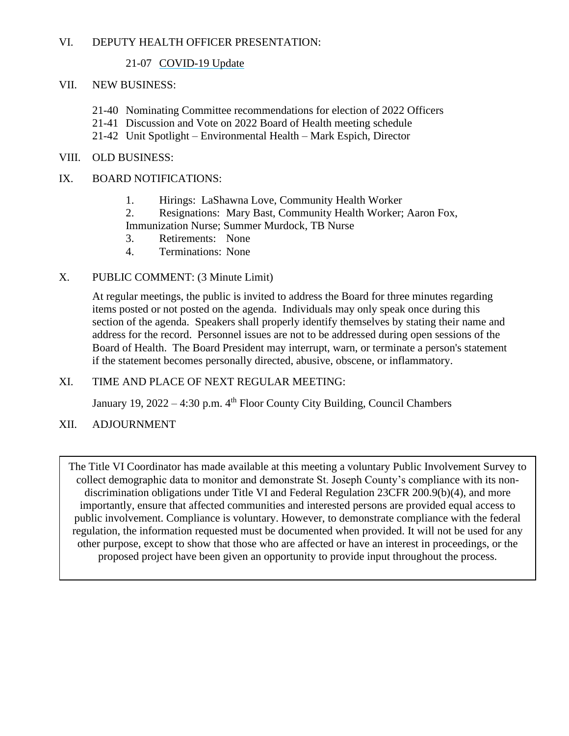VI. DEPUTY HEALTH OFFICER PRESENTATION:

21-07 COVID-19 Update

VII. NEW BUSINESS:

21-40 Nominating Committee recommendations for election of 2022 Officers
21-41 Discussion and Vote on 2022 Board of Health meeting schedule
21-42 Unit Spotlight – Environmental Health – Mark Espich, Director

VIII. OLD BUSINESS:

IX. BOARD NOTIFICATIONS:

1. Hirings: LaShawna Love, Community Health Worker
2. Resignations: Mary Bast, Community Health Worker; Aaron Fox, Immunization Nurse; Summer Murdock, TB Nurse
3. Retirements: None
4. Terminations: None

X. PUBLIC COMMENT: (3 Minute Limit)

At regular meetings, the public is invited to address the Board for three minutes regarding items posted or not posted on the agenda. Individuals may only speak once during this section of the agenda. Speakers shall properly identify themselves by stating their name and address for the record. Personnel issues are not to be addressed during open sessions of the Board of Health. The Board President may interrupt, warn, or terminate a person's statement if the statement becomes personally directed, abusive, obscene, or inflammatory.

XI. TIME AND PLACE OF NEXT REGULAR MEETING:

January 19, 2022 – 4:30 p.m. 4th Floor County City Building, Council Chambers

XII. ADJOURNMENT

The Title VI Coordinator has made available at this meeting a voluntary Public Involvement Survey to collect demographic data to monitor and demonstrate St. Joseph County's compliance with its non-discrimination obligations under Title VI and Federal Regulation 23CFR 200.9(b)(4), and more importantly, ensure that affected communities and interested persons are provided equal access to public involvement. Compliance is voluntary. However, to demonstrate compliance with the federal regulation, the information requested must be documented when provided. It will not be used for any other purpose, except to show that those who are affected or have an interest in proceedings, or the proposed project have been given an opportunity to provide input throughout the process.